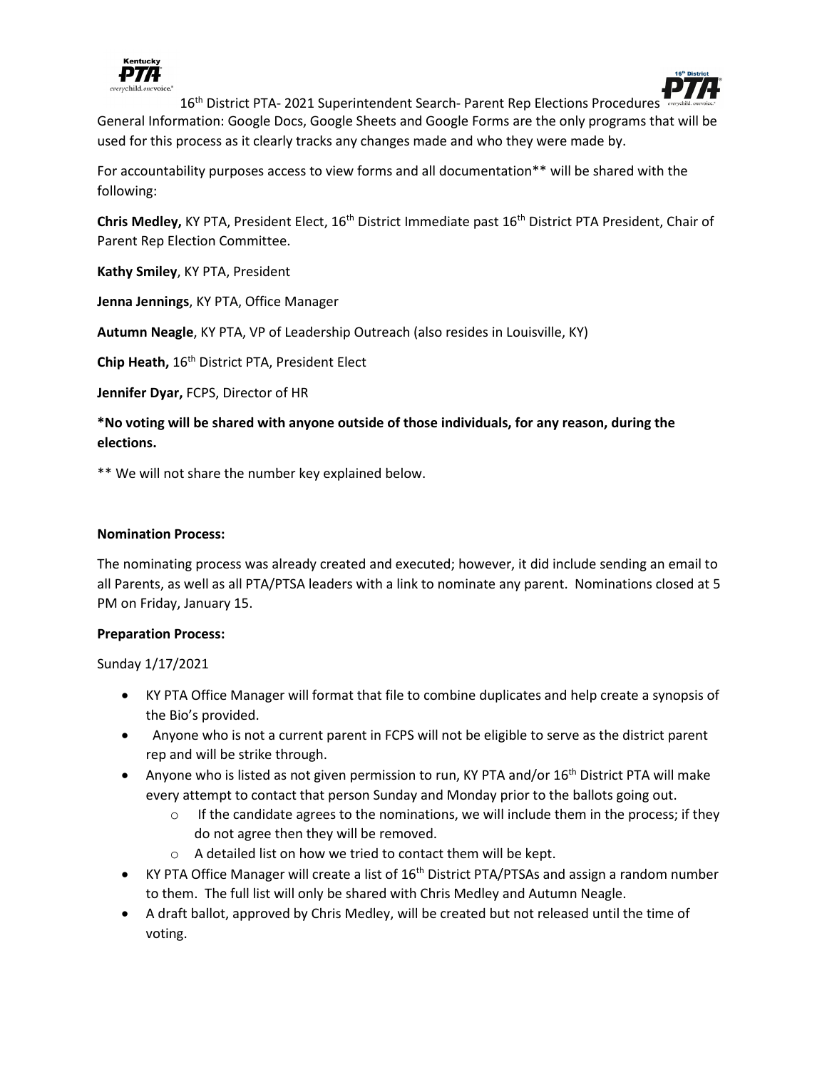# 16th District PTA- 2021 Superintendent Search- Parent Rep Elections Procedures

General Information: Google Docs, Google Sheets and Google Forms are the only programs that will be used for this process as it clearly tracks any changes made and who they were made by.

For accountability purposes access to view forms and all documentation** will be shared with the following:

**Chris Medley,** KY PTA, President Elect, 16th District Immediate past 16th District PTA President, Chair of Parent Rep Election Committee.

**Kathy Smiley**, KY PTA, President

**Jenna Jennings**, KY PTA, Office Manager

**Autumn Neagle**, KY PTA, VP of Leadership Outreach (also resides in Louisville, KY)

**Chip Heath,** 16th District PTA, President Elect

**Jennifer Dyar,** FCPS, Director of HR

**\*No voting will be shared with anyone outside of those individuals, for any reason, during the elections.**

** We will not share the number key explained below.

**Nomination Process:**

The nominating process was already created and executed; however, it did include sending an email to all Parents, as well as all PTA/PTSA leaders with a link to nominate any parent. Nominations closed at 5 PM on Friday, January 15.

**Preparation Process:**

Sunday 1/17/2021

- KY PTA Office Manager will format that file to combine duplicates and help create a synopsis of the Bio's provided.
- Anyone who is not a current parent in FCPS will not be eligible to serve as the district parent rep and will be strike through.
- Anyone who is listed as not given permission to run, KY PTA and/or 16th District PTA will make every attempt to contact that person Sunday and Monday prior to the ballots going out.
  - If the candidate agrees to the nominations, we will include them in the process; if they do not agree then they will be removed.
  - A detailed list on how we tried to contact them will be kept.
- KY PTA Office Manager will create a list of 16th District PTA/PTSAs and assign a random number to them. The full list will only be shared with Chris Medley and Autumn Neagle.
- A draft ballot, approved by Chris Medley, will be created but not released until the time of voting.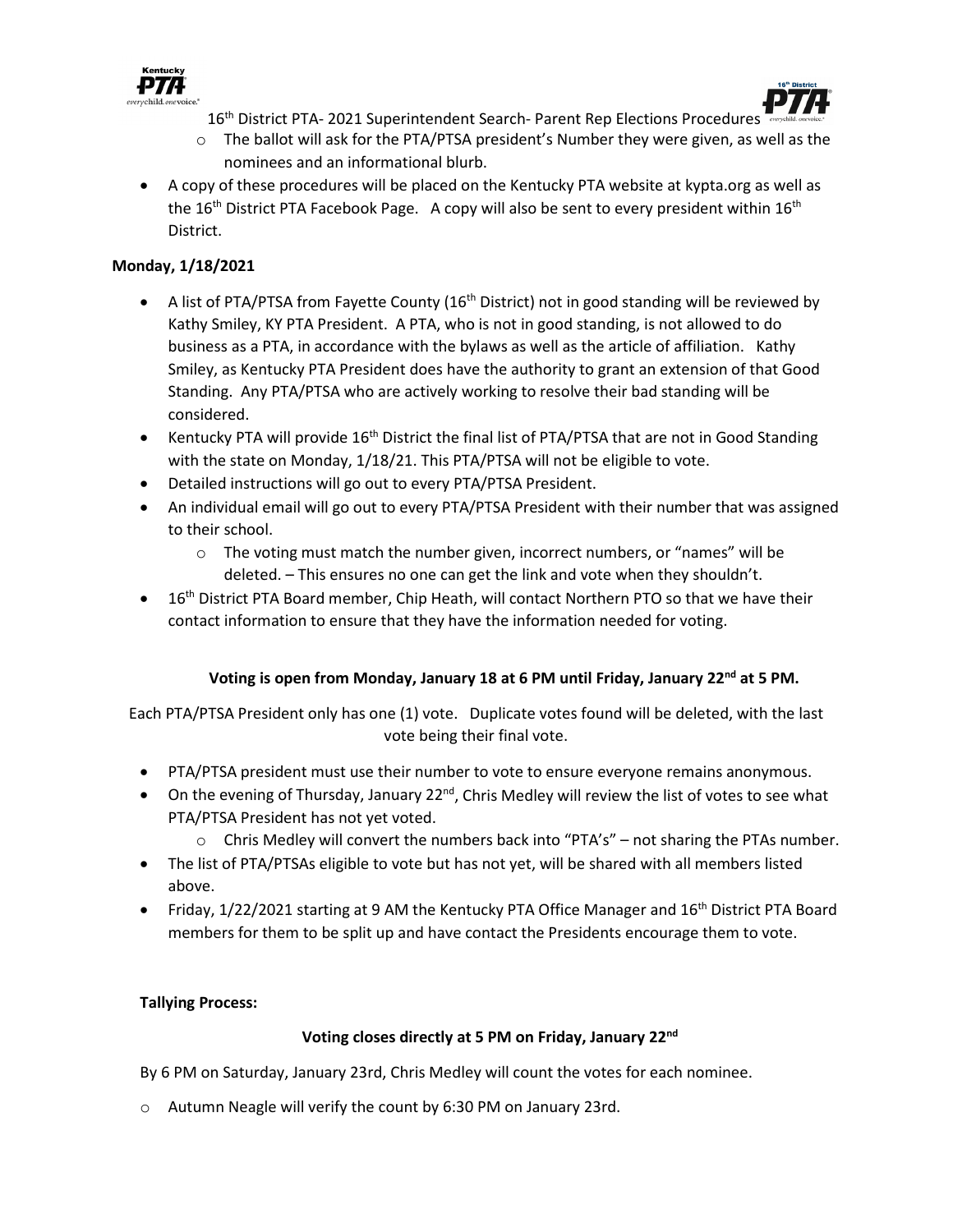- The ballot will ask for the PTA/PTSA president's Number they were given, as well as the nominees and an informational blurb.
- A copy of these procedures will be placed on the Kentucky PTA website at kypta.org as well as the 16th District PTA Facebook Page. A copy will also be sent to every president within 16th District.

**Monday, 1/18/2021**

- A list of PTA/PTSA from Fayette County (16th District) not in good standing will be reviewed by Kathy Smiley, KY PTA President. A PTA, who is not in good standing, is not allowed to do business as a PTA, in accordance with the bylaws as well as the article of affiliation. Kathy Smiley, as Kentucky PTA President does have the authority to grant an extension of that Good Standing. Any PTA/PTSA who are actively working to resolve their bad standing will be considered.
- Kentucky PTA will provide 16th District the final list of PTA/PTSA that are not in Good Standing with the state on Monday, 1/18/21. This PTA/PTSA will not be eligible to vote.
- Detailed instructions will go out to every PTA/PTSA President.
- An individual email will go out to every PTA/PTSA President with their number that was assigned to their school.
  - The voting must match the number given, incorrect numbers, or "names" will be deleted. – This ensures no one can get the link and vote when they shouldn't.
- 16th District PTA Board member, Chip Heath, will contact Northern PTO so that we have their contact information to ensure that they have the information needed for voting.

**Voting is open from Monday, January 18 at 6 PM until Friday, January 22nd at 5 PM.**

Each PTA/PTSA President only has one (1) vote. Duplicate votes found will be deleted, with the last vote being their final vote.

- PTA/PTSA president must use their number to vote to ensure everyone remains anonymous.
- On the evening of Thursday, January 22nd, Chris Medley will review the list of votes to see what PTA/PTSA President has not yet voted.
  - Chris Medley will convert the numbers back into "PTA's" – not sharing the PTAs number.
- The list of PTA/PTSAs eligible to vote but has not yet, will be shared with all members listed above.
- Friday, 1/22/2021 starting at 9 AM the Kentucky PTA Office Manager and 16th District PTA Board members for them to be split up and have contact the Presidents encourage them to vote.

**Tallying Process:**

**Voting closes directly at 5 PM on Friday, January 22nd**

By 6 PM on Saturday, January 23rd, Chris Medley will count the votes for each nominee.

- Autumn Neagle will verify the count by 6:30 PM on January 23rd.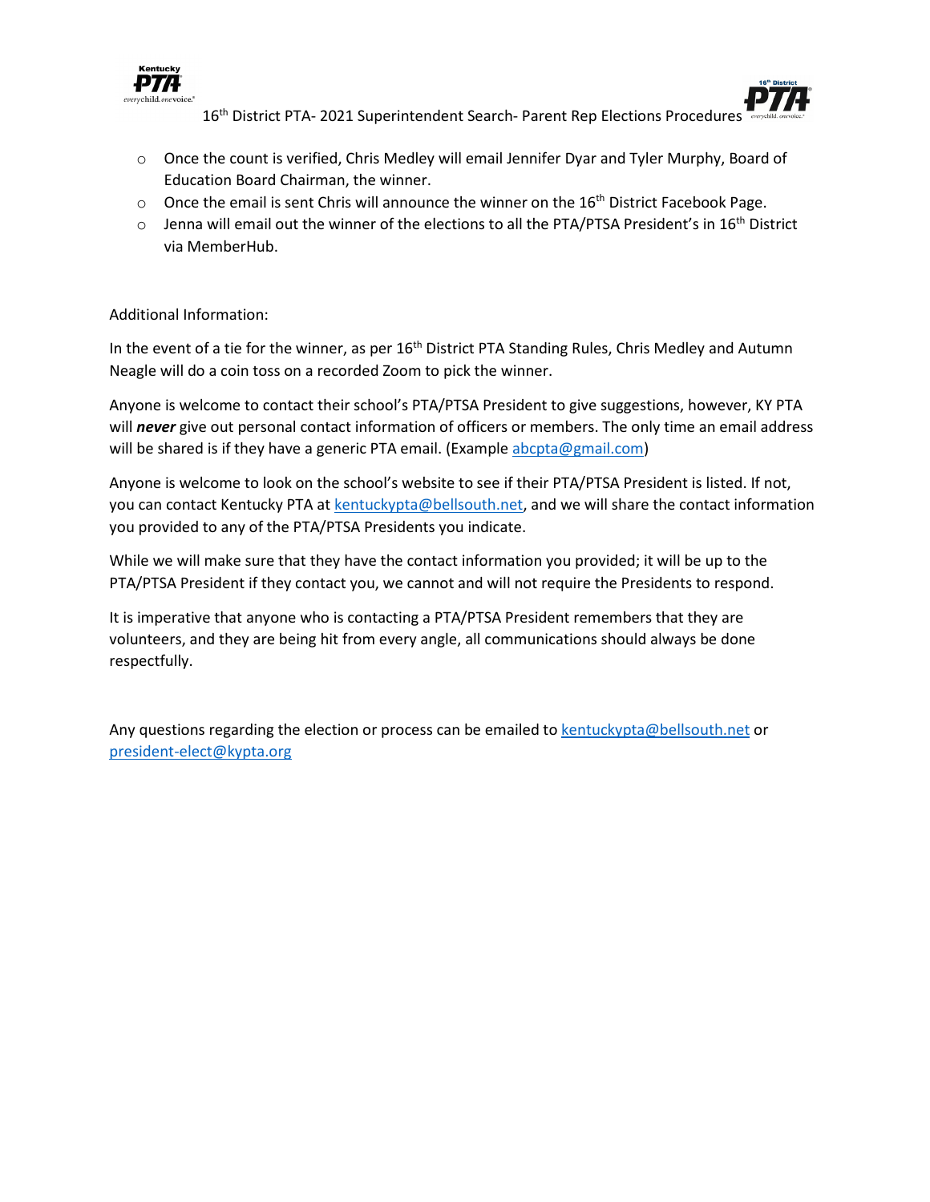- Once the count is verified, Chris Medley will email Jennifer Dyar and Tyler Murphy, Board of Education Board Chairman, the winner.
- Once the email is sent Chris will announce the winner on the 16th District Facebook Page.
- Jenna will email out the winner of the elections to all the PTA/PTSA President's in 16th District via MemberHub.

Additional Information:

In the event of a tie for the winner, as per 16th District PTA Standing Rules, Chris Medley and Autumn Neagle will do a coin toss on a recorded Zoom to pick the winner.

Anyone is welcome to contact their school's PTA/PTSA President to give suggestions, however, KY PTA will ***never*** give out personal contact information of officers or members. The only time an email address will be shared is if they have a generic PTA email. (Example abcpta@gmail.com)

Anyone is welcome to look on the school's website to see if their PTA/PTSA President is listed. If not, you can contact Kentucky PTA at kentuckypta@bellsouth.net, and we will share the contact information you provided to any of the PTA/PTSA Presidents you indicate.

While we will make sure that they have the contact information you provided; it will be up to the PTA/PTSA President if they contact you, we cannot and will not require the Presidents to respond.

It is imperative that anyone who is contacting a PTA/PTSA President remembers that they are volunteers, and they are being hit from every angle, all communications should always be done respectfully.

Any questions regarding the election or process can be emailed to kentuckypta@bellsouth.net or president-elect@kypta.org